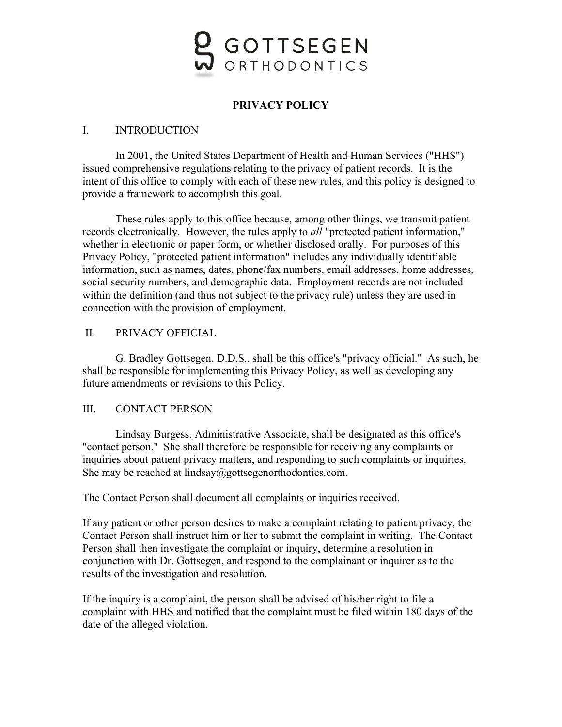GOTTSEGEN ORTHODONTICS

# PRIVACY POLICY

## I. INTRODUCTION

In 2001, the United States Department of Health and Human Services ("HHS") issued comprehensive regulations relating to the privacy of patient records. It is the intent of this office to comply with each of these new rules, and this policy is designed to provide a framework to accomplish this goal.

These rules apply to this office because, among other things, we transmit patient records electronically. However, the rules apply to *all* "protected patient information," whether in electronic or paper form, or whether disclosed orally. For purposes of this Privacy Policy, "protected patient information" includes any individually identifiable information, such as names, dates, phone/fax numbers, email addresses, home addresses, social security numbers, and demographic data. Employment records are not included within the definition (and thus not subject to the privacy rule) unless they are used in connection with the provision of employment.

## II. PRIVACY OFFICIAL

G. Bradley Gottsegen, D.D.S., shall be this office's "privacy official." As such, he shall be responsible for implementing this Privacy Policy, as well as developing any future amendments or revisions to this Policy.

## III. CONTACT PERSON

Lindsay Burgess, Administrative Associate, shall be designated as this office's "contact person." She shall therefore be responsible for receiving any complaints or inquiries about patient privacy matters, and responding to such complaints or inquiries. She may be reached at lindsay@gottsegenorthodontics.com.

The Contact Person shall document all complaints or inquiries received.

If any patient or other person desires to make a complaint relating to patient privacy, the Contact Person shall instruct him or her to submit the complaint in writing. The Contact Person shall then investigate the complaint or inquiry, determine a resolution in conjunction with Dr. Gottsegen, and respond to the complainant or inquirer as to the results of the investigation and resolution.

If the inquiry is a complaint, the person shall be advised of his/her right to file a complaint with HHS and notified that the complaint must be filed within 180 days of the date of the alleged violation.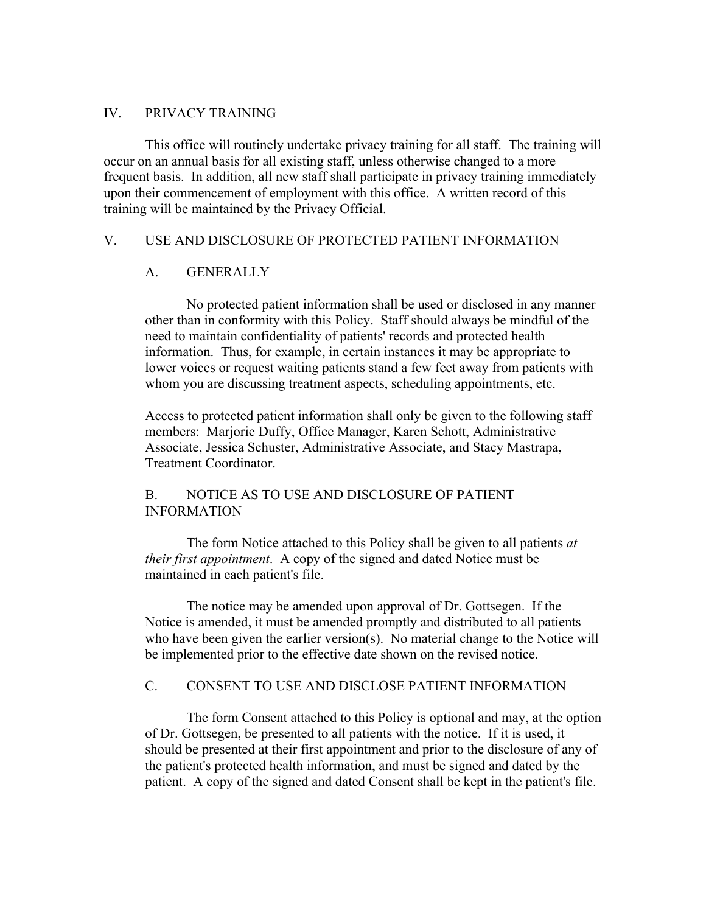## IV. PRIVACY TRAINING

This office will routinely undertake privacy training for all staff. The training will occur on an annual basis for all existing staff, unless otherwise changed to a more frequent basis. In addition, all new staff shall participate in privacy training immediately upon their commencement of employment with this office. A written record of this training will be maintained by the Privacy Official.

## V. USE AND DISCLOSURE OF PROTECTED PATIENT INFORMATION

### A. GENERALLY

No protected patient information shall be used or disclosed in any manner other than in conformity with this Policy. Staff should always be mindful of the need to maintain confidentiality of patients' records and protected health information. Thus, for example, in certain instances it may be appropriate to lower voices or request waiting patients stand a few feet away from patients with whom you are discussing treatment aspects, scheduling appointments, etc.

Access to protected patient information shall only be given to the following staff members: Marjorie Duffy, Office Manager, Karen Schott, Administrative Associate, Jessica Schuster, Administrative Associate, and Stacy Mastrapa, Treatment Coordinator.

### B. NOTICE AS TO USE AND DISCLOSURE OF PATIENT INFORMATION

The form Notice attached to this Policy shall be given to all patients *at their first appointment*. A copy of the signed and dated Notice must be maintained in each patient's file.

The notice may be amended upon approval of Dr. Gottsegen. If the Notice is amended, it must be amended promptly and distributed to all patients who have been given the earlier version(s). No material change to the Notice will be implemented prior to the effective date shown on the revised notice.

### C. CONSENT TO USE AND DISCLOSE PATIENT INFORMATION

The form Consent attached to this Policy is optional and may, at the option of Dr. Gottsegen, be presented to all patients with the notice. If it is used, it should be presented at their first appointment and prior to the disclosure of any of the patient's protected health information, and must be signed and dated by the patient. A copy of the signed and dated Consent shall be kept in the patient's file.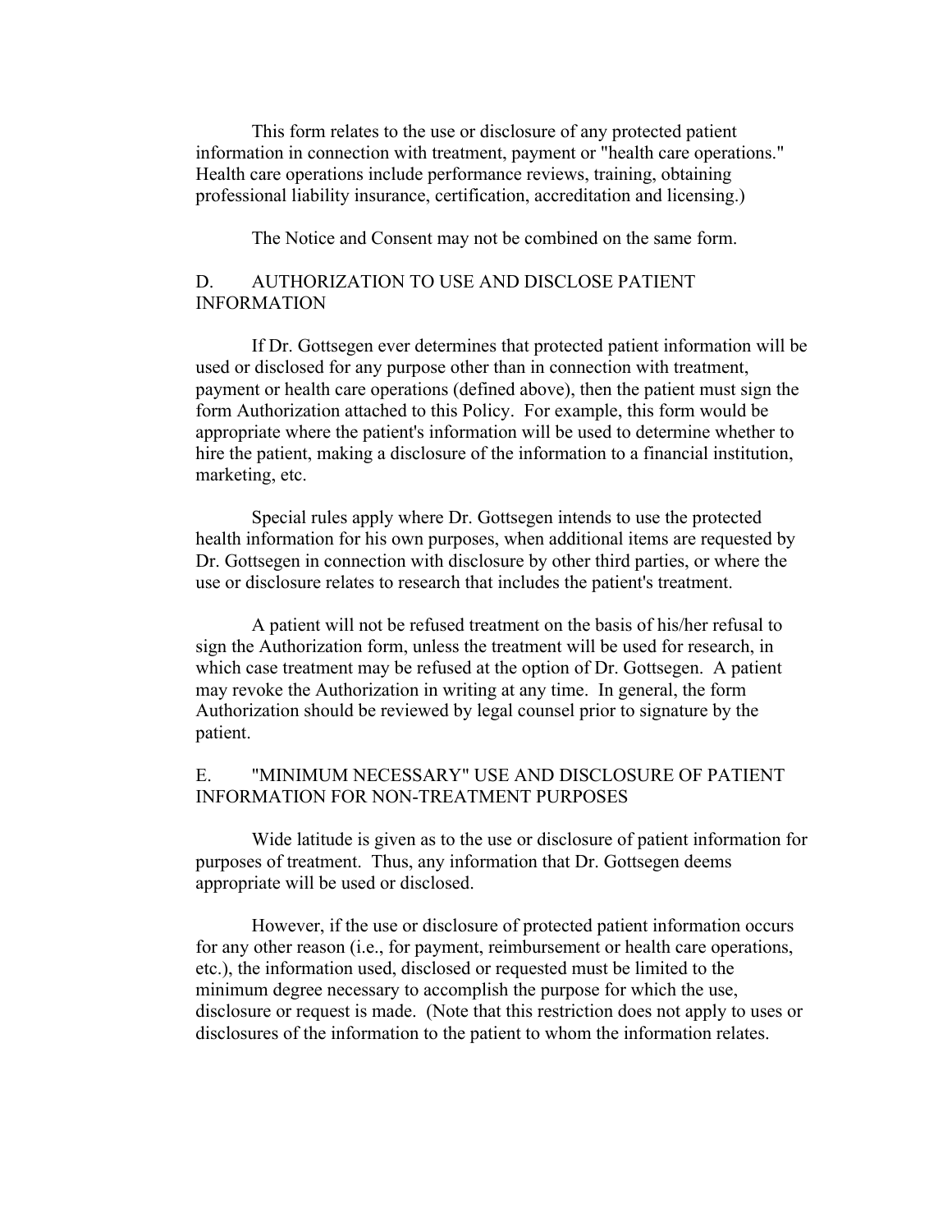This form relates to the use or disclosure of any protected patient information in connection with treatment, payment or "health care operations." Health care operations include performance reviews, training, obtaining professional liability insurance, certification, accreditation and licensing.)

The Notice and Consent may not be combined on the same form.

## D. AUTHORIZATION TO USE AND DISCLOSE PATIENT INFORMATION

If Dr. Gottsegen ever determines that protected patient information will be used or disclosed for any purpose other than in connection with treatment, payment or health care operations (defined above), then the patient must sign the form Authorization attached to this Policy. For example, this form would be appropriate where the patient's information will be used to determine whether to hire the patient, making a disclosure of the information to a financial institution, marketing, etc.

Special rules apply where Dr. Gottsegen intends to use the protected health information for his own purposes, when additional items are requested by Dr. Gottsegen in connection with disclosure by other third parties, or where the use or disclosure relates to research that includes the patient's treatment.

A patient will not be refused treatment on the basis of his/her refusal to sign the Authorization form, unless the treatment will be used for research, in which case treatment may be refused at the option of Dr. Gottsegen. A patient may revoke the Authorization in writing at any time. In general, the form Authorization should be reviewed by legal counsel prior to signature by the patient.

## E. "MINIMUM NECESSARY" USE AND DISCLOSURE OF PATIENT INFORMATION FOR NON-TREATMENT PURPOSES

Wide latitude is given as to the use or disclosure of patient information for purposes of treatment. Thus, any information that Dr. Gottsegen deems appropriate will be used or disclosed.

However, if the use or disclosure of protected patient information occurs for any other reason (i.e., for payment, reimbursement or health care operations, etc.), the information used, disclosed or requested must be limited to the minimum degree necessary to accomplish the purpose for which the use, disclosure or request is made. (Note that this restriction does not apply to uses or disclosures of the information to the patient to whom the information relates.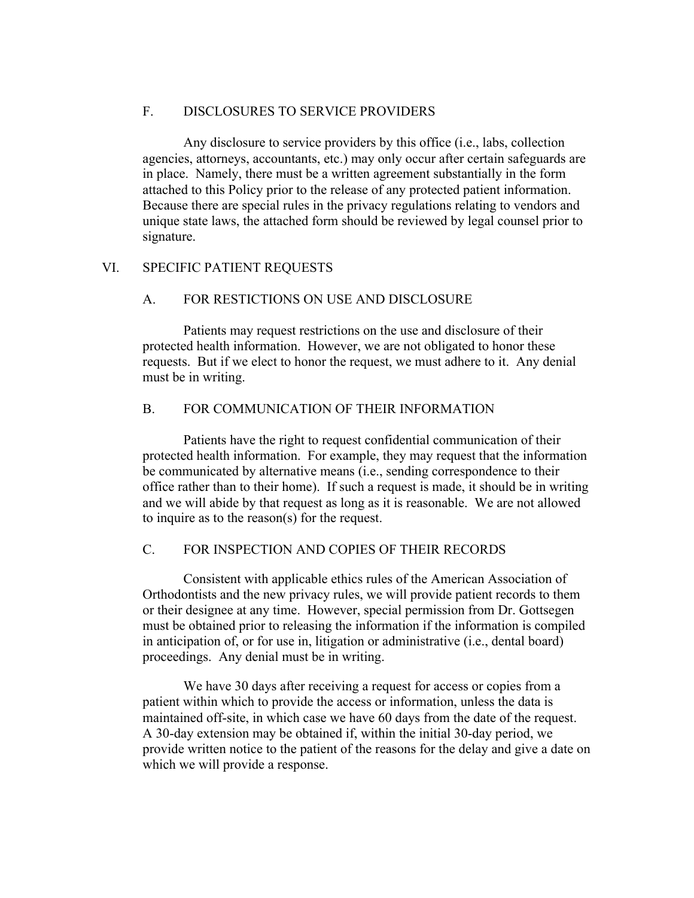### F. DISCLOSURES TO SERVICE PROVIDERS

Any disclosure to service providers by this office (i.e., labs, collection agencies, attorneys, accountants, etc.) may only occur after certain safeguards are in place. Namely, there must be a written agreement substantially in the form attached to this Policy prior to the release of any protected patient information. Because there are special rules in the privacy regulations relating to vendors and unique state laws, the attached form should be reviewed by legal counsel prior to signature.

## VI. SPECIFIC PATIENT REQUESTS

### A. FOR RESTICTIONS ON USE AND DISCLOSURE

Patients may request restrictions on the use and disclosure of their protected health information. However, we are not obligated to honor these requests. But if we elect to honor the request, we must adhere to it. Any denial must be in writing.

### B. FOR COMMUNICATION OF THEIR INFORMATION

Patients have the right to request confidential communication of their protected health information. For example, they may request that the information be communicated by alternative means (i.e., sending correspondence to their office rather than to their home). If such a request is made, it should be in writing and we will abide by that request as long as it is reasonable. We are not allowed to inquire as to the reason(s) for the request.

### C. FOR INSPECTION AND COPIES OF THEIR RECORDS

Consistent with applicable ethics rules of the American Association of Orthodontists and the new privacy rules, we will provide patient records to them or their designee at any time. However, special permission from Dr. Gottsegen must be obtained prior to releasing the information if the information is compiled in anticipation of, or for use in, litigation or administrative (i.e., dental board) proceedings. Any denial must be in writing.

We have 30 days after receiving a request for access or copies from a patient within which to provide the access or information, unless the data is maintained off-site, in which case we have 60 days from the date of the request. A 30-day extension may be obtained if, within the initial 30-day period, we provide written notice to the patient of the reasons for the delay and give a date on which we will provide a response.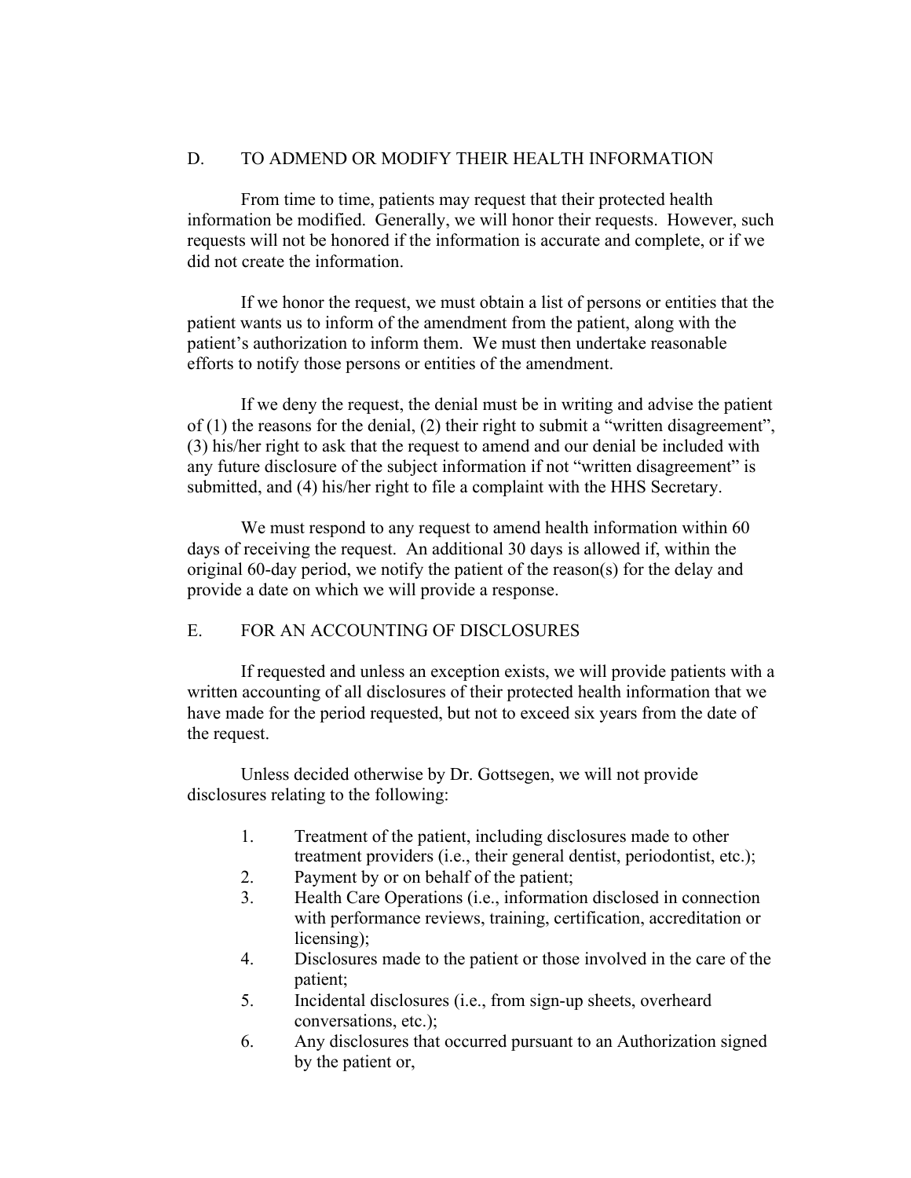## D. TO ADMEND OR MODIFY THEIR HEALTH INFORMATION

From time to time, patients may request that their protected health information be modified. Generally, we will honor their requests. However, such requests will not be honored if the information is accurate and complete, or if we did not create the information.

If we honor the request, we must obtain a list of persons or entities that the patient wants us to inform of the amendment from the patient, along with the patient's authorization to inform them. We must then undertake reasonable efforts to notify those persons or entities of the amendment.

If we deny the request, the denial must be in writing and advise the patient of (1) the reasons for the denial, (2) their right to submit a "written disagreement", (3) his/her right to ask that the request to amend and our denial be included with any future disclosure of the subject information if not "written disagreement" is submitted, and (4) his/her right to file a complaint with the HHS Secretary.

We must respond to any request to amend health information within 60 days of receiving the request. An additional 30 days is allowed if, within the original 60-day period, we notify the patient of the reason(s) for the delay and provide a date on which we will provide a response.

## E. FOR AN ACCOUNTING OF DISCLOSURES

If requested and unless an exception exists, we will provide patients with a written accounting of all disclosures of their protected health information that we have made for the period requested, but not to exceed six years from the date of the request.

Unless decided otherwise by Dr. Gottsegen, we will not provide disclosures relating to the following:

1. Treatment of the patient, including disclosures made to other treatment providers (i.e., their general dentist, periodontist, etc.);
2. Payment by or on behalf of the patient;
3. Health Care Operations (i.e., information disclosed in connection with performance reviews, training, certification, accreditation or licensing);
4. Disclosures made to the patient or those involved in the care of the patient;
5. Incidental disclosures (i.e., from sign-up sheets, overheard conversations, etc.);
6. Any disclosures that occurred pursuant to an Authorization signed by the patient or,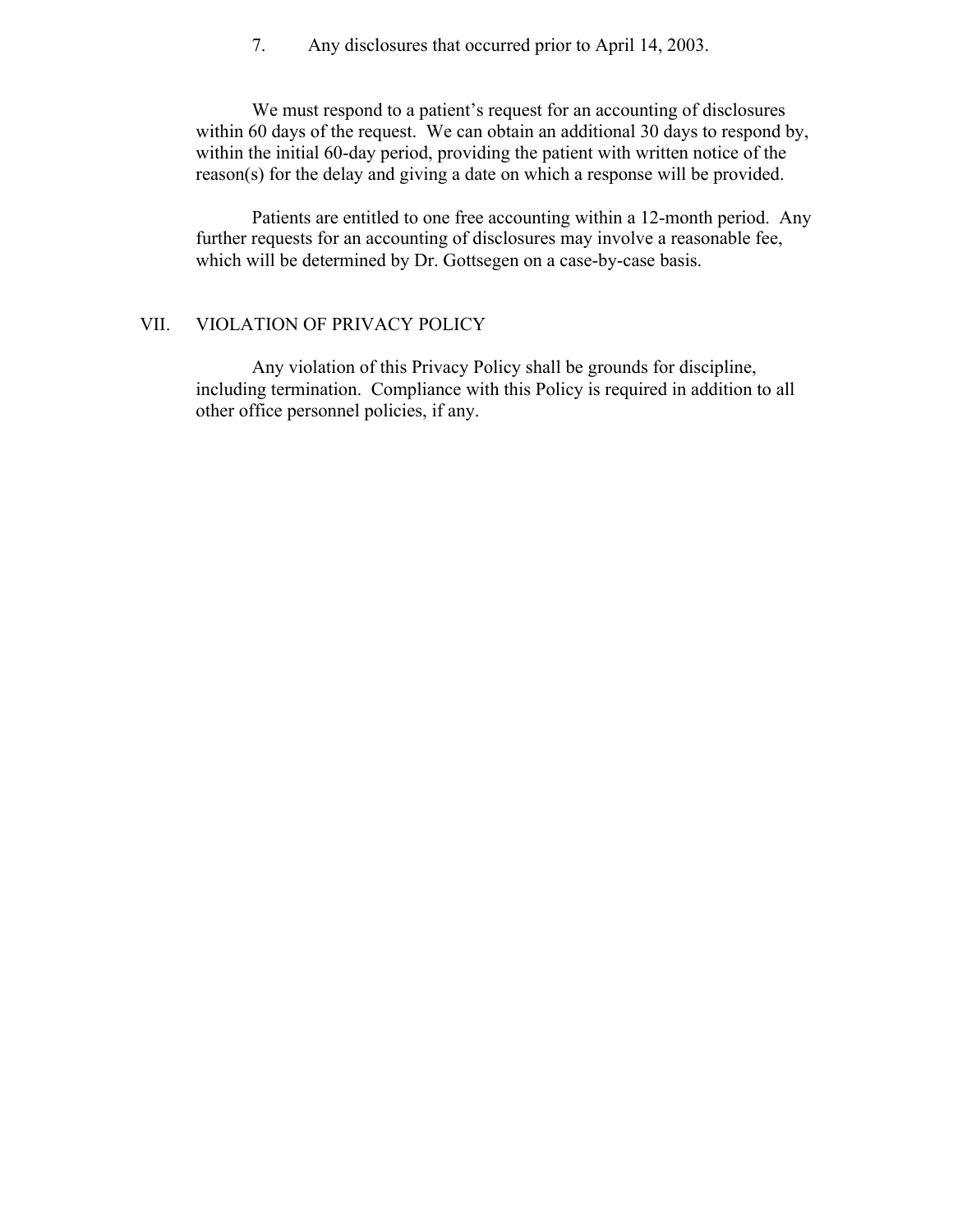7. Any disclosures that occurred prior to April 14, 2003.

We must respond to a patient's request for an accounting of disclosures within 60 days of the request. We can obtain an additional 30 days to respond by, within the initial 60-day period, providing the patient with written notice of the reason(s) for the delay and giving a date on which a response will be provided.

Patients are entitled to one free accounting within a 12-month period. Any further requests for an accounting of disclosures may involve a reasonable fee, which will be determined by Dr. Gottsegen on a case-by-case basis.

## VII. VIOLATION OF PRIVACY POLICY

Any violation of this Privacy Policy shall be grounds for discipline, including termination. Compliance with this Policy is required in addition to all other office personnel policies, if any.